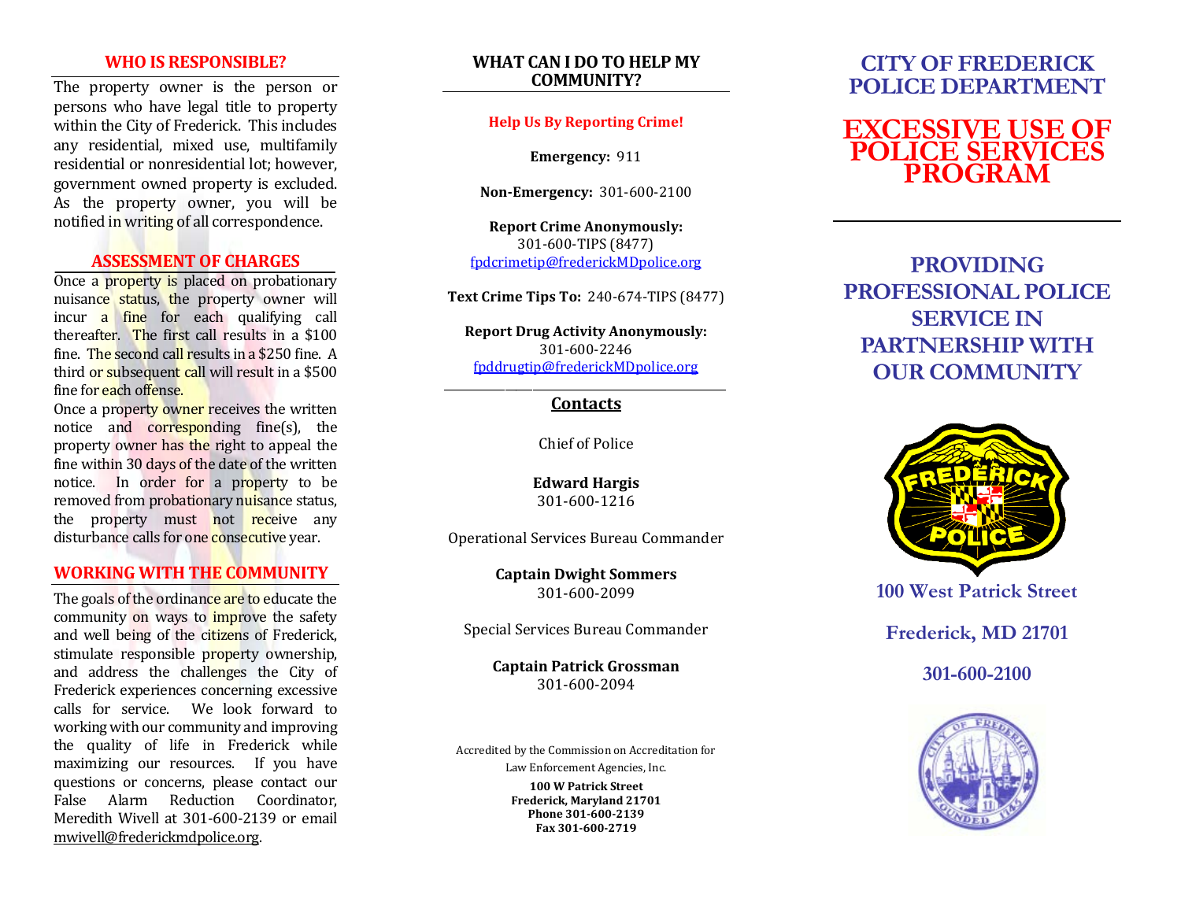## WHO IS RESPONSIBLE?

The property owner is the person or persons who have legal title to property within the City of Frederick. This includes any residential, mixed use, multifamily residential or nonresidential lot; however, government owned property is excluded. As the property owner, you will be notified in writing of all correspondence.

## ASSESSMENT OF CHARGES

Once a property is placed on probationary nuisance status, the property owner will incur a fine for each qualifying call thereafter. The first call results in a $100 fine. The second call results in a $250 fine. A third or subsequent call will result in a $500 fine for each offense.

Once a property owner receives the written notice and corresponding fine(s), the property owner has the right to appeal the fine within 30 days of the date of the written notice. In order for a property to be removed from probationary nuisance status, the property must not receive any disturbance calls for one consecutive year.

## WORKING WITH THE COMMUNITY

The goals of the ordinance are to educate the community on ways to improve the safety and well being of the citizens of Frederick, stimulate responsible property ownership, and address the challenges the City of Frederick experiences concerning excessive calls for service. We look forward to working with our community and improving the quality of life in Frederick while maximizing our resources. If you have questions or concerns, please contact our False Alarm Reduction Coordinator, Meredith Wivell at 301-600-2139 or email mwivell@frederickmdpolice.org.

## WHAT CAN I DO TO HELP MY COMMUNITY?

**Help Us By Reporting Crime!**

**Emergency:** 911

**Non-Emergency:** 301-600-2100

**Report Crime Anonymously:**
301-600-TIPS (8477)
fpdcrimetip@frederickMDpolice.org

**Text Crime Tips To:** 240-674-TIPS (8477)

**Report Drug Activity Anonymously:**
301-600-2246
fpddrugtip@frederickMDpolice.org

## Contacts

Chief of Police

**Edward Hargis**
301-600-1216

Operational Services Bureau Commander

**Captain Dwight Sommers**
301-600-2099

Special Services Bureau Commander

**Captain Patrick Grossman**
301-600-2094

Accredited by the Commission on Accreditation for Law Enforcement Agencies, Inc.

**100 W Patrick Street**
**Frederick, Maryland 21701**
**Phone 301-600-2139**
**Fax 301-600-2719**

# CITY OF FREDERICK POLICE DEPARTMENT

# EXCESSIVE USE OF POLICE SERVICES PROGRAM

## PROVIDING PROFESSIONAL POLICE SERVICE IN PARTNERSHIP WITH OUR COMMUNITY

**100 West Patrick Street**

**Frederick, MD 21701**

**301-600-2100**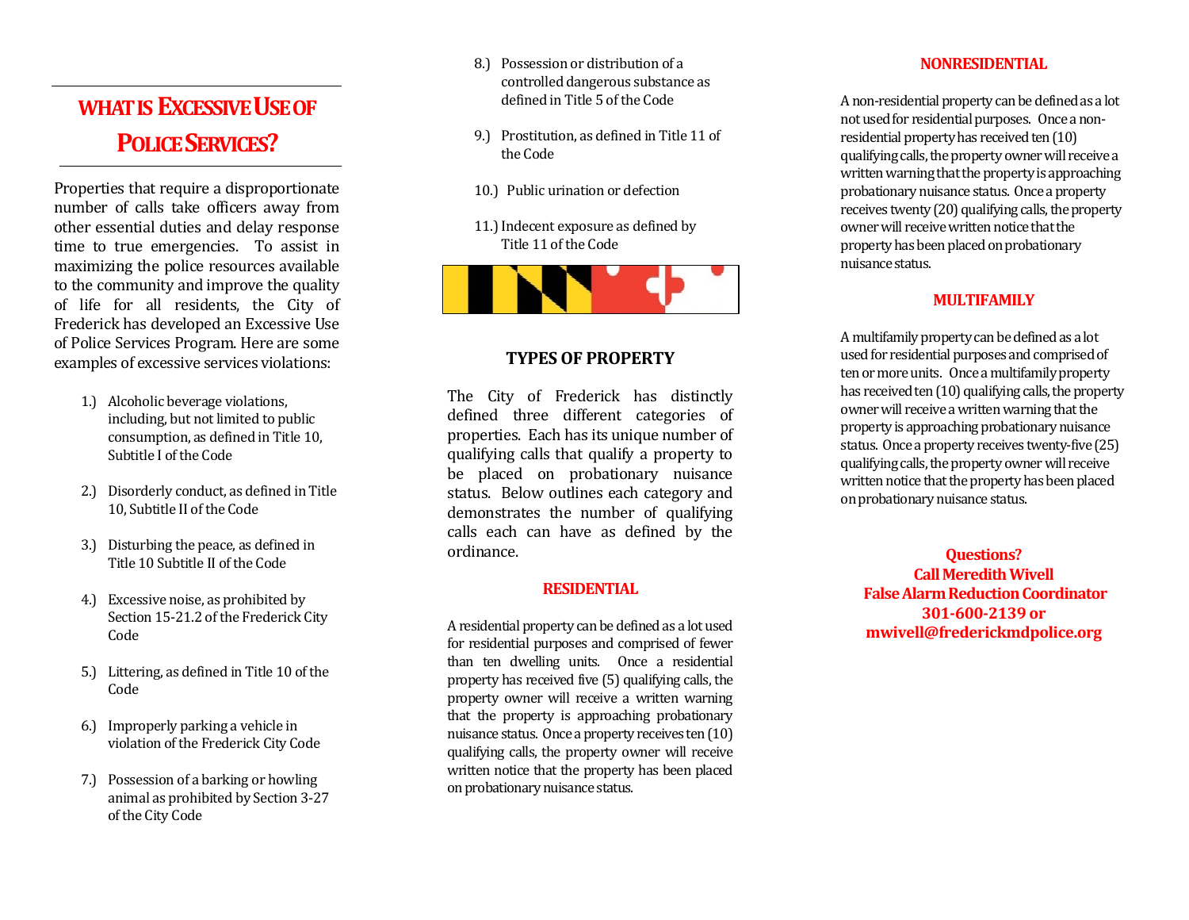# WHAT IS EXCESSIVE USE OF POLICE SERVICES?

Properties that require a disproportionate number of calls take officers away from other essential duties and delay response time to true emergencies. To assist in maximizing the police resources available to the community and improve the quality of life for all residents, the City of Frederick has developed an Excessive Use of Police Services Program. Here are some examples of excessive services violations:

1.) Alcoholic beverage violations, including, but not limited to public consumption, as defined in Title 10, Subtitle I of the Code

2.) Disorderly conduct, as defined in Title 10, Subtitle II of the Code

3.) Disturbing the peace, as defined in Title 10 Subtitle II of the Code

4.) Excessive noise, as prohibited by Section 15-21.2 of the Frederick City Code

5.) Littering, as defined in Title 10 of the Code

6.) Improperly parking a vehicle in violation of the Frederick City Code

7.) Possession of a barking or howling animal as prohibited by Section 3-27 of the City Code

8.) Possession or distribution of a controlled dangerous substance as defined in Title 5 of the Code

9.) Prostitution, as defined in Title 11 of the Code

10.) Public urination or defection

11.) Indecent exposure as defined by Title 11 of the Code

## TYPES OF PROPERTY

The City of Frederick has distinctly defined three different categories of properties. Each has its unique number of qualifying calls that qualify a property to be placed on probationary nuisance status. Below outlines each category and demonstrates the number of qualifying calls each can have as defined by the ordinance.

### RESIDENTIAL

A residential property can be defined as a lot used for residential purposes and comprised of fewer than ten dwelling units. Once a residential property has received five (5) qualifying calls, the property owner will receive a written warning that the property is approaching probationary nuisance status. Once a property receives ten (10) qualifying calls, the property owner will receive written notice that the property has been placed on probationary nuisance status.

### NONRESIDENTIAL

A non-residential property can be defined as a lot not used for residential purposes. Once a non-residential property has received ten (10) qualifying calls, the property owner will receive a written warning that the property is approaching probationary nuisance status. Once a property receives twenty (20) qualifying calls, the property owner will receive written notice that the property has been placed on probationary nuisance status.

### MULTIFAMILY

A multifamily property can be defined as a lot used for residential purposes and comprised of ten or more units. Once a multifamily property has received ten (10) qualifying calls, the property owner will receive a written warning that the property is approaching probationary nuisance status. Once a property receives twenty-five (25) qualifying calls, the property owner will receive written notice that the property has been placed on probationary nuisance status.

**Questions?**
**Call Meredith Wivell**
**False Alarm Reduction Coordinator**
**301-600-2139 or**
**mwivell@frederickmdpolice.org**